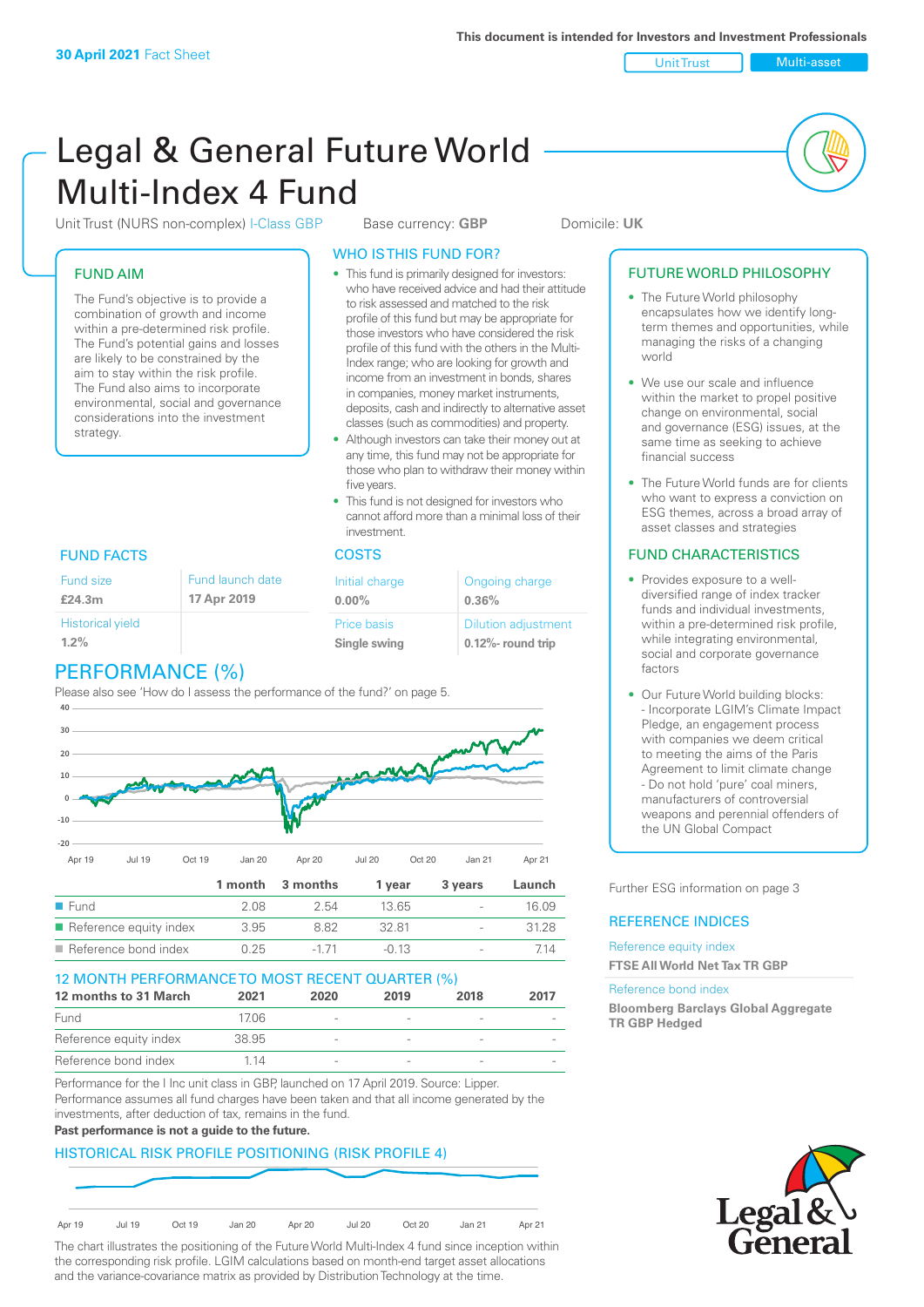**30 April 2021** Fact Sheet

This document is intended for Investors and Investment Professionals

Unit Trust | Multi-asset

# Legal & General Future World Multi-Index 4 Fund

Unit Trust (NURS non-complex) I-Class GBP | Base currency: **GBP** | Domicile: **UK**

## FUND AIM

The Fund's objective is to provide a combination of growth and income within a pre-determined risk profile. The Fund's potential gains and losses are likely to be constrained by the aim to stay within the risk profile. The Fund also aims to incorporate environmental, social and governance considerations into the investment strategy.

## WHO IS THIS FUND FOR?

- This fund is primarily designed for investors: who have received advice and had their attitude to risk assessed and matched to the risk profile of this fund but may be appropriate for those investors who have considered the risk profile of this fund with the others in the Multi-Index range; who are looking for growth and income from an investment in bonds, shares in companies, money market instruments, deposits, cash and indirectly to alternative asset classes (such as commodities) and property.
- Although investors can take their money out at any time, this fund may not be appropriate for those who plan to withdraw their money within five years.
- This fund is not designed for investors who cannot afford more than a minimal loss of their investment.

## FUTURE WORLD PHILOSOPHY

- The Future World philosophy encapsulates how we identify long-term themes and opportunities, while managing the risks of a changing world
- We use our scale and influence within the market to propel positive change on environmental, social and governance (ESG) issues, at the same time as seeking to achieve financial success
- The Future World funds are for clients who want to express a conviction on ESG themes, across a broad array of asset classes and strategies

## FUND FACTS

| Fund size | Fund launch date |
|---|---|
| **£24.3m** | **17 Apr 2019** |
| Historical yield | |
| **1.2%** | |

## COSTS

| Initial charge | Ongoing charge |
|---|---|
| **0.00%** | **0.36%** |
| Price basis | Dilution adjustment |
| **Single swing** | **0.12%- round trip** |

## FUND CHARACTERISTICS

- Provides exposure to a well-diversified range of index tracker funds and individual investments, within a pre-determined risk profile, while integrating environmental, social and corporate governance factors
- Our Future World building blocks:
  - Incorporate LGIM's Climate Impact Pledge, an engagement process with companies we deem critical to meeting the aims of the Paris Agreement to limit climate change
  - Do not hold 'pure' coal miners, manufacturers of controversial weapons and perennial offenders of the UN Global Compact

## PERFORMANCE (%)

Please also see 'How do I assess the performance of the fund?' on page 5.

| | 1 month | 3 months | 1 year | 3 years | Launch |
|---|---|---|---|---|---|
| Fund | 2.08 | 2.54 | 13.65 | - | 16.09 |
| Reference equity index | 3.95 | 8.82 | 32.81 | - | 31.28 |
| Reference bond index | 0.25 | -1.71 | -0.13 | - | 7.14 |

## 12 MONTH PERFORMANCE TO MOST RECENT QUARTER (%)

| 12 months to 31 March | 2021 | 2020 | 2019 | 2018 | 2017 |
|---|---|---|---|---|---|
| Fund | 17.06 | - | - | - | - |
| Reference equity index | 38.95 | - | - | - | - |
| Reference bond index | 1.14 | - | - | - | - |

Performance for the I Inc unit class in GBP, launched on 17 April 2019. Source: Lipper. Performance assumes all fund charges have been taken and that all income generated by the investments, after deduction of tax, remains in the fund.

**Past performance is not a guide to the future.**

Further ESG information on page 3

## REFERENCE INDICES

Reference equity index
**FTSE All World Net Tax TR GBP**

Reference bond index
**Bloomberg Barclays Global Aggregate TR GBP Hedged**

## HISTORICAL RISK PROFILE POSITIONING (RISK PROFILE 4)

The chart illustrates the positioning of the Future World Multi-Index 4 fund since inception within the corresponding risk profile. LGIM calculations based on month-end target asset allocations and the variance-covariance matrix as provided by Distribution Technology at the time.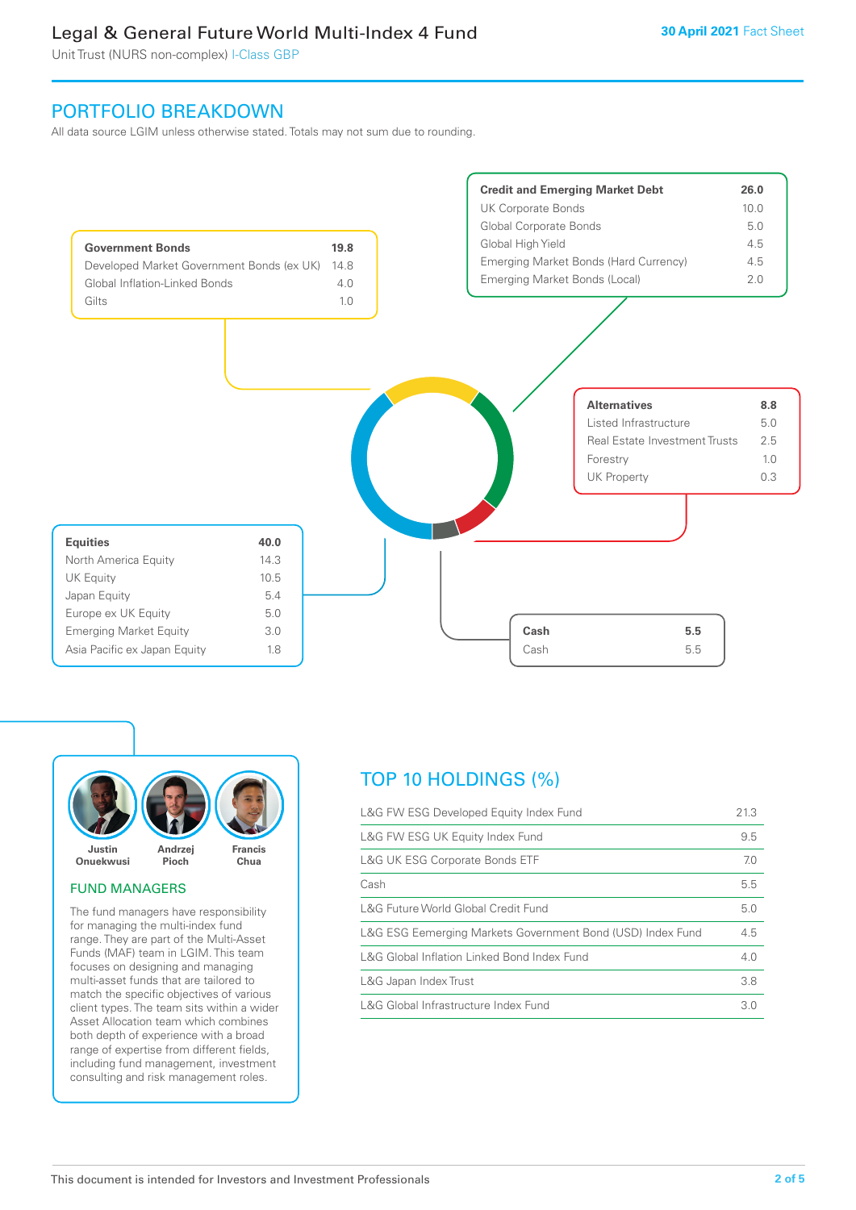# Legal & General Future World Multi-Index 4 Fund

Unit Trust (NURS non-complex) I-Class GBP

30 April 2021 Fact Sheet

## PORTFOLIO BREAKDOWN

All data source LGIM unless otherwise stated. Totals may not sum due to rounding.

| Government Bonds | 19.8 |
|---|---|
| Developed Market Government Bonds (ex UK) | 14.8 |
| Global Inflation-Linked Bonds | 4.0 |
| Gilts | 1.0 |

| Credit and Emerging Market Debt | 26.0 |
|---|---|
| UK Corporate Bonds | 10.0 |
| Global Corporate Bonds | 5.0 |
| Global High Yield | 4.5 |
| Emerging Market Bonds (Hard Currency) | 4.5 |
| Emerging Market Bonds (Local) | 2.0 |

| Alternatives | 8.8 |
|---|---|
| Listed Infrastructure | 5.0 |
| Real Estate Investment Trusts | 2.5 |
| Forestry | 1.0 |
| UK Property | 0.3 |

| Equities | 40.0 |
|---|---|
| North America Equity | 14.3 |
| UK Equity | 10.5 |
| Japan Equity | 5.4 |
| Europe ex UK Equity | 5.0 |
| Emerging Market Equity | 3.0 |
| Asia Pacific ex Japan Equity | 1.8 |

| Cash | 5.5 |
|---|---|
| Cash | 5.5 |

Justin Onuekwusi, Andrzej Pioch, Francis Chua

## FUND MANAGERS

The fund managers have responsibility for managing the multi-index fund range. They are part of the Multi-Asset Funds (MAF) team in LGIM. This team focuses on designing and managing multi-asset funds that are tailored to match the specific objectives of various client types. The team sits within a wider Asset Allocation team which combines both depth of experience with a broad range of expertise from different fields, including fund management, investment consulting and risk management roles.

## TOP 10 HOLDINGS (%)

| Holding | % |
|---|---|
| L&G FW ESG Developed Equity Index Fund | 21.3 |
| L&G FW ESG UK Equity Index Fund | 9.5 |
| L&G UK ESG Corporate Bonds ETF | 7.0 |
| Cash | 5.5 |
| L&G Future World Global Credit Fund | 5.0 |
| L&G ESG Eemerging Markets Government Bond (USD) Index Fund | 4.5 |
| L&G Global Inflation Linked Bond Index Fund | 4.0 |
| L&G Japan Index Trust | 3.8 |
| L&G Global Infrastructure Index Fund | 3.0 |

This document is intended for Investors and Investment Professionals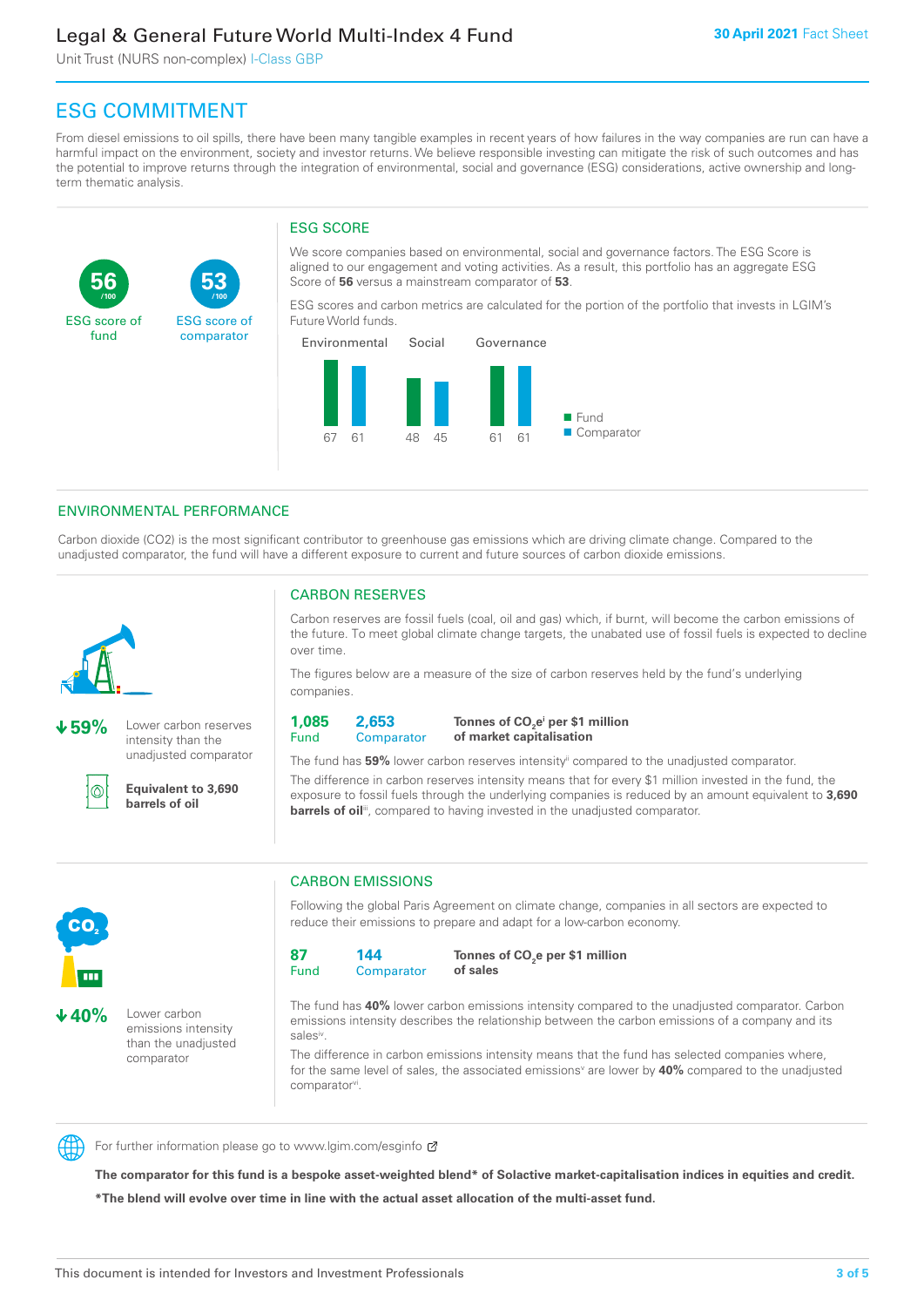## ESG COMMITMENT

From diesel emissions to oil spills, there have been many tangible examples in recent years of how failures in the way companies are run can have a harmful impact on the environment, society and investor returns. We believe responsible investing can mitigate the risk of such outcomes and has the potential to improve returns through the integration of environmental, social and governance (ESG) considerations, active ownership and long-term thematic analysis.

**56** /100 ESG score of fund

**53** /100 ESG score of comparator

### ESG SCORE

We score companies based on environmental, social and governance factors. The ESG Score is aligned to our engagement and voting activities. As a result, this portfolio has an aggregate ESG Score of **56** versus a mainstream comparator of **53**.

ESG scores and carbon metrics are calculated for the portion of the portfolio that invests in LGIM's Future World funds.

| | Environmental | Social | Governance |
|---|---|---|---|
| Fund | 67 | 48 | 61 |
| Comparator | 61 | 45 | 61 |

## ENVIRONMENTAL PERFORMANCE

Carbon dioxide (CO2) is the most significant contributor to greenhouse gas emissions which are driving climate change. Compared to the unadjusted comparator, the fund will have a different exposure to current and future sources of carbon dioxide emissions.

**↓59%** Lower carbon reserves intensity than the unadjusted comparator

**Equivalent to 3,690 barrels of oil**

### CARBON RESERVES

Carbon reserves are fossil fuels (coal, oil and gas) which, if burnt, will become the carbon emissions of the future. To meet global climate change targets, the unabated use of fossil fuels is expected to decline over time.

The figures below are a measure of the size of carbon reserves held by the fund's underlying companies.

**1,085** Fund | **2,653** Comparator | **Tonnes of $CO_2e$[i] per $1 million of market capitalisation**

The fund has **59%** lower carbon reserves intensity[ii] compared to the unadjusted comparator.

The difference in carbon reserves intensity means that for every $1 million invested in the fund, the exposure to fossil fuels through the underlying companies is reduced by an amount equivalent to **3,690 barrels of oil**[iii], compared to having invested in the unadjusted comparator.

**↓40%** Lower carbon emissions intensity than the unadjusted comparator

### CARBON EMISSIONS

Following the global Paris Agreement on climate change, companies in all sectors are expected to reduce their emissions to prepare and adapt for a low-carbon economy.

**87** Fund | **144** Comparator | **Tonnes of $CO_2e$ per $1 million of sales**

The fund has **40%** lower carbon emissions intensity compared to the unadjusted comparator. Carbon emissions intensity describes the relationship between the carbon emissions of a company and its sales[iv].

The difference in carbon emissions intensity means that the fund has selected companies where, for the same level of sales, the associated emissions[v] are lower by **40%** compared to the unadjusted comparator[vi].

For further information please go to www.lgim.com/esginfo

**The comparator for this fund is a bespoke asset-weighted blend* of Solactive market-capitalisation indices in equities and credit.**

***The blend will evolve over time in line with the actual asset allocation of the multi-asset fund.**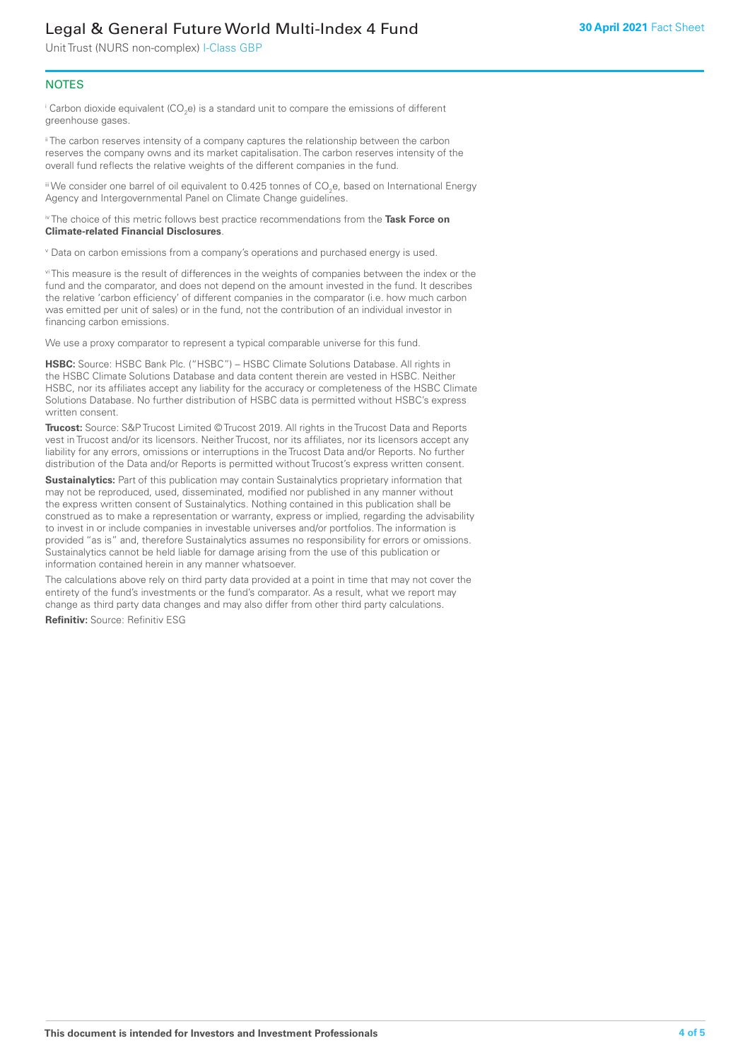## NOTES

[i] Carbon dioxide equivalent ($CO_2e$) is a standard unit to compare the emissions of different greenhouse gases.

[ii] The carbon reserves intensity of a company captures the relationship between the carbon reserves the company owns and its market capitalisation. The carbon reserves intensity of the overall fund reflects the relative weights of the different companies in the fund.

[iii] We consider one barrel of oil equivalent to 0.425 tonnes of $CO_2e$, based on International Energy Agency and Intergovernmental Panel on Climate Change guidelines.

[iv] The choice of this metric follows best practice recommendations from the **Task Force on Climate-related Financial Disclosures**.

[v] Data on carbon emissions from a company's operations and purchased energy is used.

[vi] This measure is the result of differences in the weights of companies between the index or the fund and the comparator, and does not depend on the amount invested in the fund. It describes the relative 'carbon efficiency' of different companies in the comparator (i.e. how much carbon was emitted per unit of sales) or in the fund, not the contribution of an individual investor in financing carbon emissions.

We use a proxy comparator to represent a typical comparable universe for this fund.

**HSBC:** Source: HSBC Bank Plc. ("HSBC") – HSBC Climate Solutions Database. All rights in the HSBC Climate Solutions Database and data content therein are vested in HSBC. Neither HSBC, nor its affiliates accept any liability for the accuracy or completeness of the HSBC Climate Solutions Database. No further distribution of HSBC data is permitted without HSBC's express written consent.

**Trucost:** Source: S&P Trucost Limited © Trucost 2019. All rights in the Trucost Data and Reports vest in Trucost and/or its licensors. Neither Trucost, nor its affiliates, nor its licensors accept any liability for any errors, omissions or interruptions in the Trucost Data and/or Reports. No further distribution of the Data and/or Reports is permitted without Trucost's express written consent.

**Sustainalytics:** Part of this publication may contain Sustainalytics proprietary information that may not be reproduced, used, disseminated, modified nor published in any manner without the express written consent of Sustainalytics. Nothing contained in this publication shall be construed as to make a representation or warranty, express or implied, regarding the advisability to invest in or include companies in investable universes and/or portfolios. The information is provided "as is" and, therefore Sustainalytics assumes no responsibility for errors or omissions. Sustainalytics cannot be held liable for damage arising from the use of this publication or information contained herein in any manner whatsoever.

The calculations above rely on third party data provided at a point in time that may not cover the entirety of the fund's investments or the fund's comparator. As a result, what we report may change as third party data changes and may also differ from other third party calculations.

**Refinitiv:** Source: Refinitiv ESG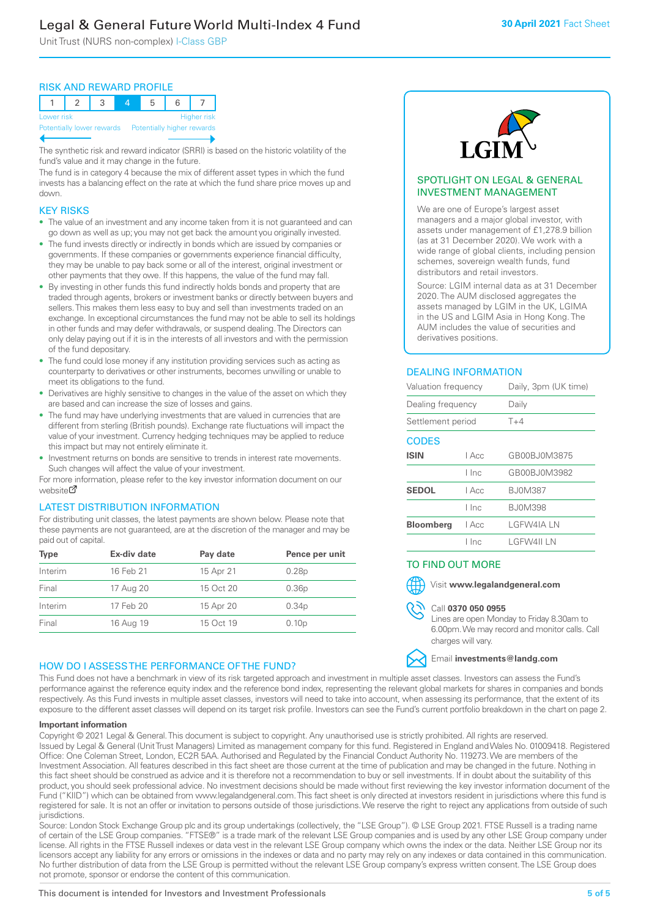# Legal & General Future World Multi-Index 4 Fund

Unit Trust (NURS non-complex) I-Class GBP

**30 April 2021** Fact Sheet

## RISK AND REWARD PROFILE

| 1 | 2 | 3 | 4 | 5 | 6 | 7 |
|---|---|---|---|---|---|---|

Lower risk — Higher risk

Potentially lower rewards — Potentially higher rewards

The synthetic risk and reward indicator (SRRI) is based on the historic volatility of the fund's value and it may change in the future.

The fund is in category 4 because the mix of different asset types in which the fund invests has a balancing effect on the rate at which the fund share price moves up and down.

## KEY RISKS

- The value of an investment and any income taken from it is not guaranteed and can go down as well as up; you may not get back the amount you originally invested.
- The fund invests directly or indirectly in bonds which are issued by companies or governments. If these companies or governments experience financial difficulty, they may be unable to pay back some or all of the interest, original investment or other payments that they owe. If this happens, the value of the fund may fall.
- By investing in other funds this fund indirectly holds bonds and property that are traded through agents, brokers or investment banks or directly between buyers and sellers. This makes them less easy to buy and sell than investments traded on an exchange. In exceptional circumstances the fund may not be able to sell its holdings in other funds and may defer withdrawals, or suspend dealing. The Directors can only delay paying out if it is in the interests of all investors and with the permission of the fund depositary.
- The fund could lose money if any institution providing services such as acting as counterparty to derivatives or other instruments, becomes unwilling or unable to meet its obligations to the fund.
- Derivatives are highly sensitive to changes in the value of the asset on which they are based and can increase the size of losses and gains.
- The fund may have underlying investments that are valued in currencies that are different from sterling (British pounds). Exchange rate fluctuations will impact the value of your investment. Currency hedging techniques may be applied to reduce this impact but may not entirely eliminate it.
- Investment returns on bonds are sensitive to trends in interest rate movements. Such changes will affect the value of your investment.

For more information, please refer to the key investor information document on our website

## LATEST DISTRIBUTION INFORMATION

For distributing unit classes, the latest payments are shown below. Please note that these payments are not guaranteed, are at the discretion of the manager and may be paid out of capital.

| Type | Ex-div date | Pay date | Pence per unit |
|---|---|---|---|
| Interim | 16 Feb 21 | 15 Apr 21 | 0.28p |
| Final | 17 Aug 20 | 15 Oct 20 | 0.36p |
| Interim | 17 Feb 20 | 15 Apr 20 | 0.34p |
| Final | 16 Aug 19 | 15 Oct 19 | 0.10p |

## SPOTLIGHT ON LEGAL & GENERAL INVESTMENT MANAGEMENT

We are one of Europe's largest asset managers and a major global investor, with assets under management of £1,278.9 billion (as at 31 December 2020). We work with a wide range of global clients, including pension schemes, sovereign wealth funds, fund distributors and retail investors.

Source: LGIM internal data as at 31 December 2020. The AUM disclosed aggregates the assets managed by LGIM in the UK, LGIMA in the US and LGIM Asia in Hong Kong. The AUM includes the value of securities and derivatives positions.

## DEALING INFORMATION

| | |
|---|---|
| Valuation frequency | Daily, 3pm (UK time) |
| Dealing frequency | Daily |
| Settlement period | T+4 |

## CODES

| | | |
|---|---|---|
| **ISIN** | I Acc | GB00BJ0M3875 |
| | I Inc | GB00BJ0M3982 |
| **SEDOL** | I Acc | BJ0M387 |
| | I Inc | BJ0M398 |
| **Bloomberg** | I Acc | LGFW4IA LN |
| | I Inc | LGFW4II LN |

## TO FIND OUT MORE

Visit **www.legalandgeneral.com**

Call **0370 050 0955**
Lines are open Monday to Friday 8.30am to 6.00pm. We may record and monitor calls. Call charges will vary.

Email **investments@landg.com**

## HOW DO I ASSESS THE PERFORMANCE OF THE FUND?

This Fund does not have a benchmark in view of its risk targeted approach and investment in multiple asset classes. Investors can assess the Fund's performance against the reference equity index and the reference bond index, representing the relevant global markets for shares in companies and bonds respectively. As this Fund invests in multiple asset classes, investors will need to take into account, when assessing its performance, that the extent of its exposure to the different asset classes will depend on its target risk profile. Investors can see the Fund's current portfolio breakdown in the chart on page 2.

### Important information

Copyright © 2021 Legal & General. This document is subject to copyright. Any unauthorised use is strictly prohibited. All rights are reserved. Issued by Legal & General (Unit Trust Managers) Limited as management company for this fund. Registered in England and Wales No. 01009418. Registered Office: One Coleman Street, London, EC2R 5AA. Authorised and Regulated by the Financial Conduct Authority No. 119273. We are members of the Investment Association. All features described in this fact sheet are those current at the time of publication and may be changed in the future. Nothing in this fact sheet should be construed as advice and it is therefore not a recommendation to buy or sell investments. If in doubt about the suitability of this product, you should seek professional advice. No investment decisions should be made without first reviewing the key investor information document of the Fund ("KIID") which can be obtained from www.legalandgeneral.com. This fact sheet is only directed at investors resident in jurisdictions where this fund is registered for sale. It is not an offer or invitation to persons outside of those jurisdictions. We reserve the right to reject any applications from outside of such jurisdictions.

Source: London Stock Exchange Group plc and its group undertakings (collectively, the "LSE Group"). © LSE Group 2021. FTSE Russell is a trading name of certain of the LSE Group companies. "FTSE®" is a trade mark of the relevant LSE Group companies and is used by any other LSE Group company under license. All rights in the FTSE Russell indexes or data vest in the relevant LSE Group company which owns the index or the data. Neither LSE Group nor its licensors accept any liability for any errors or omissions in the indexes or data and no party may rely on any indexes or data contained in this communication. No further distribution of data from the LSE Group is permitted without the relevant LSE Group company's express written consent. The LSE Group does not promote, sponsor or endorse the content of this communication.

This document is intended for Investors and Investment Professionals